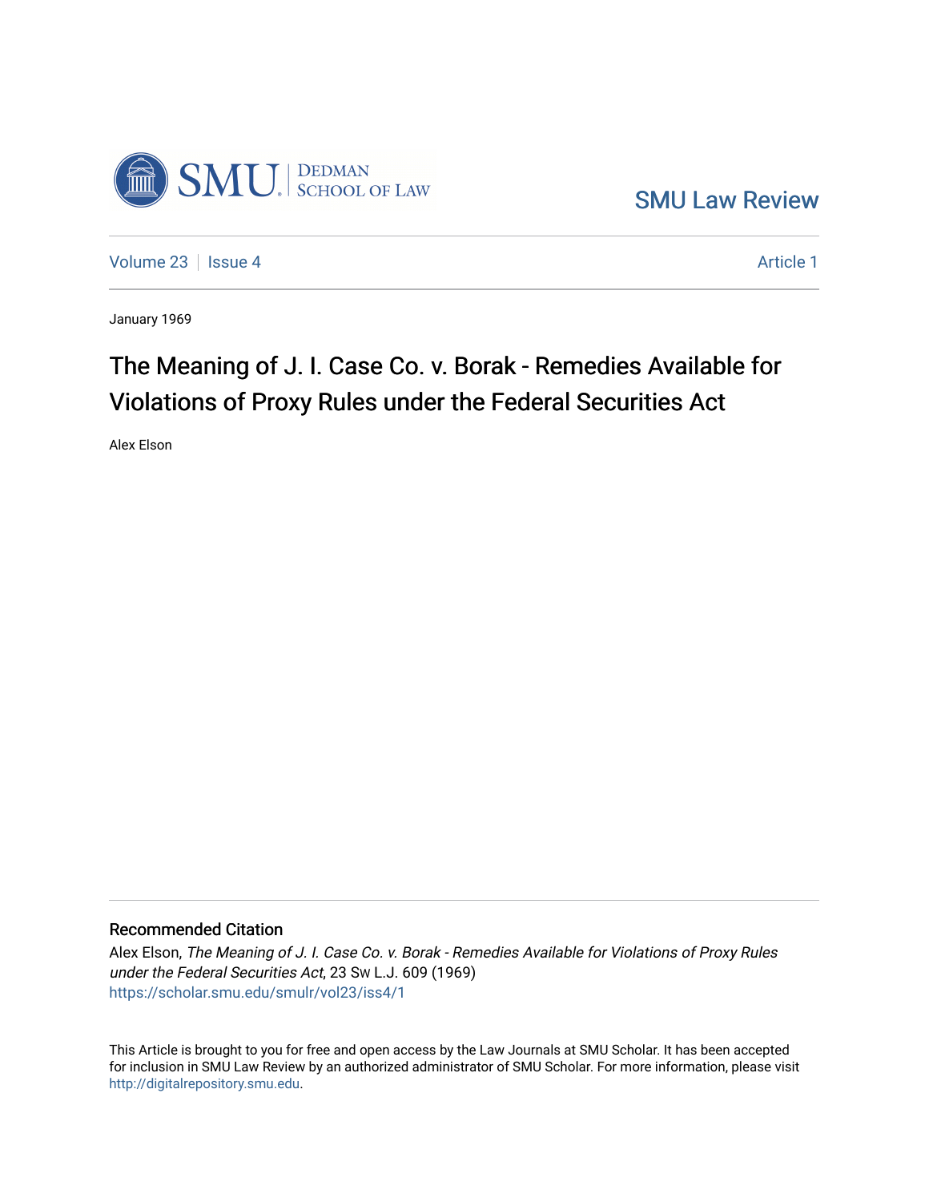SMU Law Review

Volume 23 | Issue 4 | Article 1

January 1969

# The Meaning of J. I. Case Co. v. Borak - Remedies Available for Violations of Proxy Rules under the Federal Securities Act

Alex Elson

## Recommended Citation

Alex Elson, *The Meaning of J. I. Case Co. v. Borak - Remedies Available for Violations of Proxy Rules under the Federal Securities Act*, 23 Sw L.J. 609 (1969)
https://scholar.smu.edu/smulr/vol23/iss4/1

This Article is brought to you for free and open access by the Law Journals at SMU Scholar. It has been accepted for inclusion in SMU Law Review by an authorized administrator of SMU Scholar. For more information, please visit http://digitalrepository.smu.edu.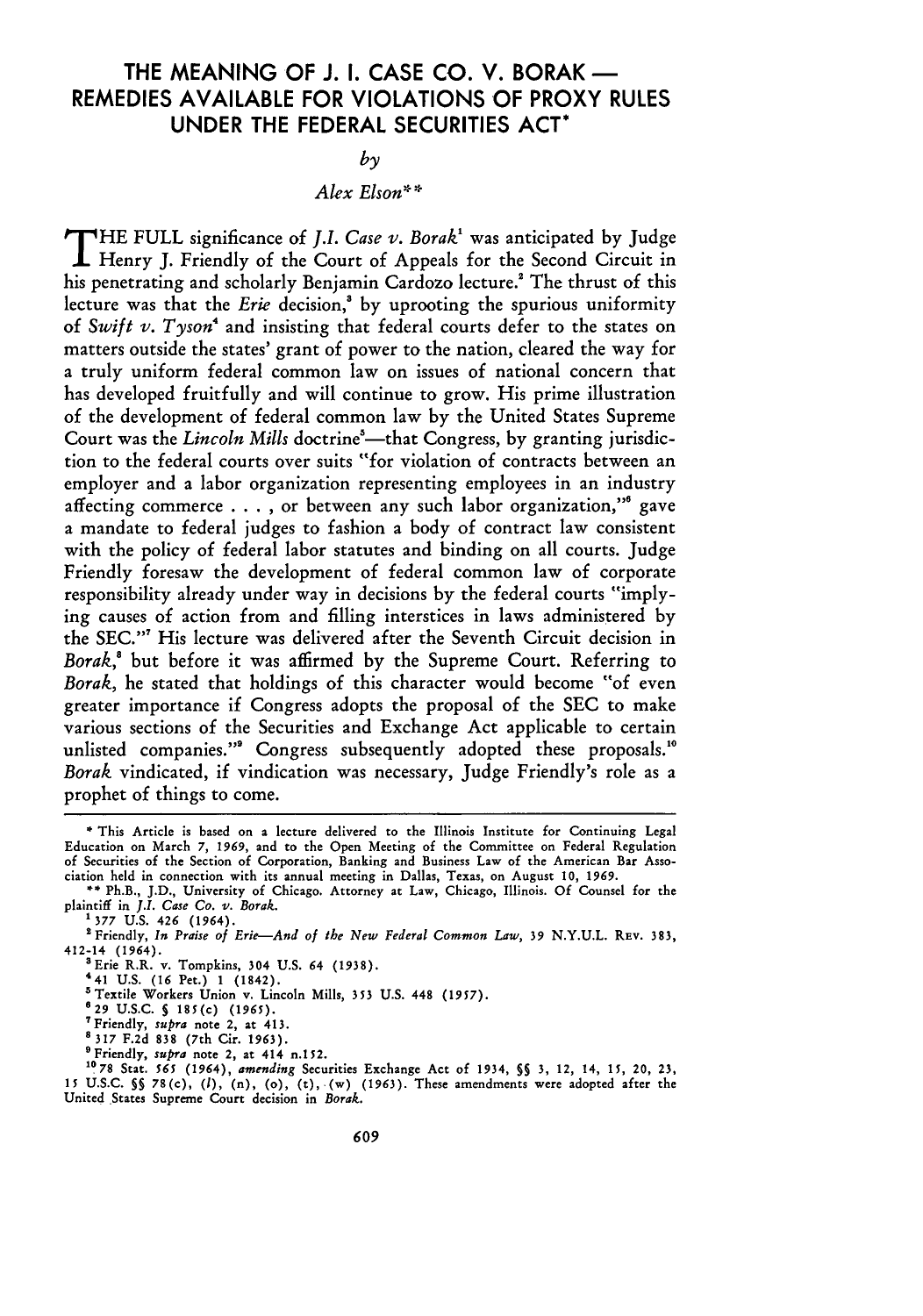# THE MEANING OF J. I. CASE CO. V. BORAK — REMEDIES AVAILABLE FOR VIOLATIONS OF PROXY RULES UNDER THE FEDERAL SECURITIES ACT*

*by*

*Alex Elson***

THE FULL significance of *J.I. Case v. Borak*[1] was anticipated by Judge Henry J. Friendly of the Court of Appeals for the Second Circuit in his penetrating and scholarly Benjamin Cardozo lecture.[2] The thrust of this lecture was that the *Erie* decision,[3] by uprooting the spurious uniformity of *Swift v. Tyson*[4] and insisting that federal courts defer to the states on matters outside the states' grant of power to the nation, cleared the way for a truly uniform federal common law on issues of national concern that has developed fruitfully and will continue to grow. His prime illustration of the development of federal common law by the United States Supreme Court was the *Lincoln Mills* doctrine[5]—that Congress, by granting jurisdiction to the federal courts over suits "for violation of contracts between an employer and a labor organization representing employees in an industry affecting commerce . . . , or between any such labor organization,"[6] gave a mandate to federal judges to fashion a body of contract law consistent with the policy of federal labor statutes and binding on all courts. Judge Friendly foresaw the development of federal common law of corporate responsibility already under way in decisions by the federal courts "implying causes of action from and filling interstices in laws administered by the SEC."[7] His lecture was delivered after the Seventh Circuit decision in *Borak*,[8] but before it was affirmed by the Supreme Court. Referring to *Borak*, he stated that holdings of this character would become "of even greater importance if Congress adopts the proposal of the SEC to make various sections of the Securities and Exchange Act applicable to certain unlisted companies."[9] Congress subsequently adopted these proposals.[10] *Borak* vindicated, if vindication was necessary, Judge Friendly's role as a prophet of things to come.

---

\* This Article is based on a lecture delivered to the Illinois Institute for Continuing Legal Education on March 7, 1969, and to the Open Meeting of the Committee on Federal Regulation of Securities of the Section of Corporation, Banking and Business Law of the American Bar Association held in connection with its annual meeting in Dallas, Texas, on August 10, 1969.

\*\* Ph.B., J.D., University of Chicago. Attorney at Law, Chicago, Illinois. Of Counsel for the plaintiff in *J.I. Case Co. v. Borak.*

[1] 377 U.S. 426 (1964).

[2] Friendly, *In Praise of Erie—And of the New Federal Common Law*, 39 N.Y.U.L. REV. 383, 412-14 (1964).

[3] Erie R.R. v. Tompkins, 304 U.S. 64 (1938).

[4] 41 U.S. (16 Pet.) 1 (1842).

[5] Textile Workers Union v. Lincoln Mills, 353 U.S. 448 (1957).

[6] 29 U.S.C. § 185(c) (1965).

[7] Friendly, *supra* note 2, at 413.

[8] 317 F.2d 838 (7th Cir. 1963).

[9] Friendly, *supra* note 2, at 414 n.152.

[10] 78 Stat. 565 (1964), *amending* Securities Exchange Act of 1934, §§ 3, 12, 14, 15, 20, 23, 15 U.S.C. §§ 78(c), (*l*), (n), (o), (t), (w) (1963). These amendments were adopted after the United States Supreme Court decision in *Borak*.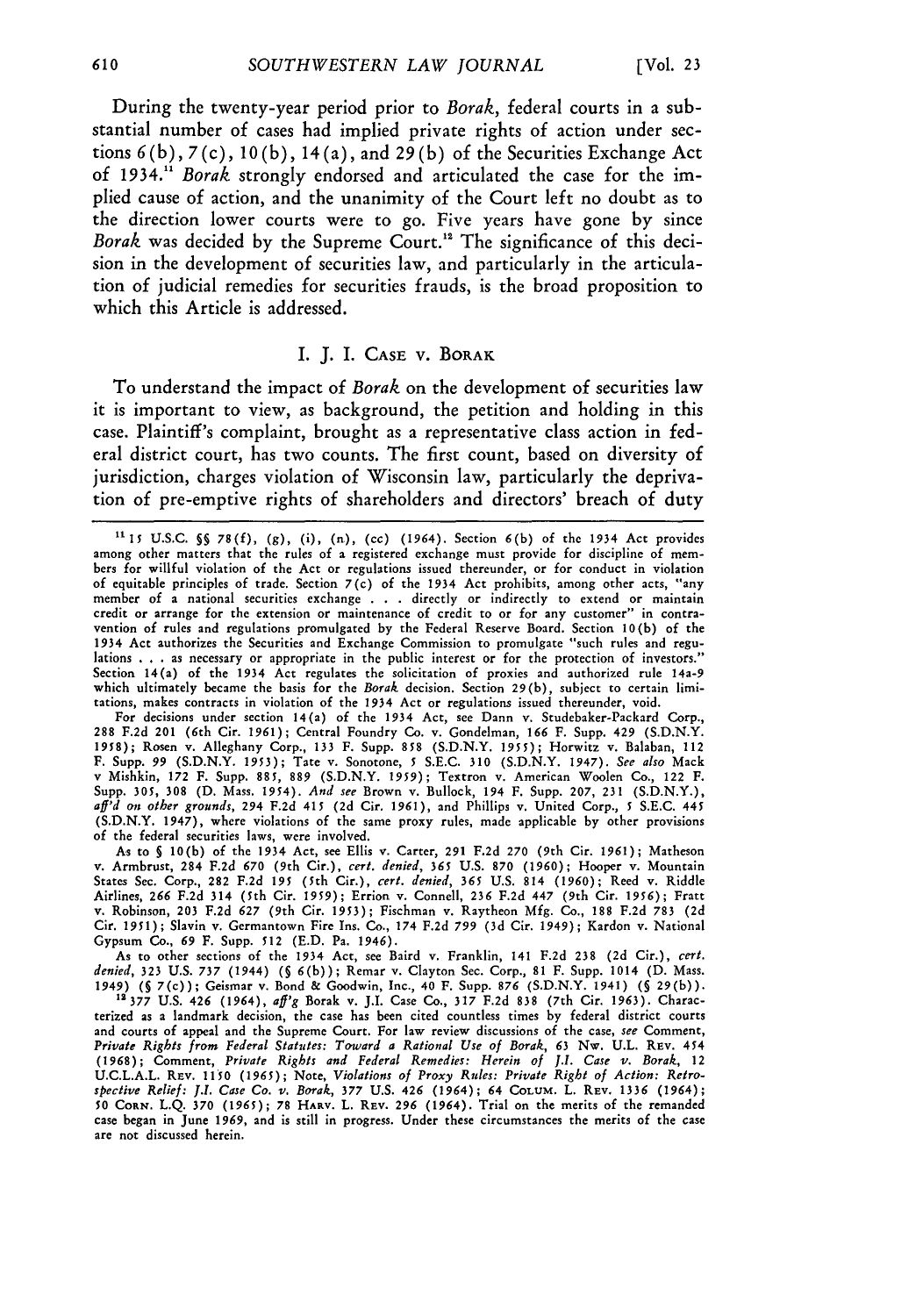During the twenty-year period prior to *Borak*, federal courts in a substantial number of cases had implied private rights of action under sections 6(b), 7(c), 10(b), 14(a), and 29(b) of the Securities Exchange Act of 1934.[11] *Borak* strongly endorsed and articulated the case for the implied cause of action, and the unanimity of the Court left no doubt as to the direction lower courts were to go. Five years have gone by since *Borak* was decided by the Supreme Court.[12] The significance of this decision in the development of securities law, and particularly in the articulation of judicial remedies for securities frauds, is the broad proposition to which this Article is addressed.

## I. J. I. CASE v. BORAK

To understand the impact of *Borak* on the development of securities law it is important to view, as background, the petition and holding in this case. Plaintiff's complaint, brought as a representative class action in federal district court, has two counts. The first count, based on diversity of jurisdiction, charges violation of Wisconsin law, particularly the deprivation of pre-emptive rights of shareholders and directors' breach of duty

---

[11] 15 U.S.C. §§ 78(f), (g), (i), (n), (cc) (1964). Section 6(b) of the 1934 Act provides among other matters that the rules of a registered exchange must provide for discipline of members for willful violation of the Act or regulations issued thereunder, or for conduct in violation of equitable principles of trade. Section 7(c) of the 1934 Act prohibits, among other acts, "any member of a national securities exchange . . . directly or indirectly to extend or maintain credit or arrange for the extension or maintenance of credit to or for any customer" in contravention of rules and regulations promulgated by the Federal Reserve Board. Section 10(b) of the 1934 Act authorizes the Securities and Exchange Commission to promulgate "such rules and regulations . . . as necessary or appropriate in the public interest or for the protection of investors." Section 14(a) of the 1934 Act regulates the solicitation of proxies and authorized rule 14a-9 which ultimately became the basis for the *Borak* decision. Section 29(b), subject to certain limitations, makes contracts in violation of the 1934 Act or regulations issued thereunder, void.

For decisions under section 14(a) of the 1934 Act, see Dann v. Studebaker-Packard Corp., 288 F.2d 201 (6th Cir. 1961); Central Foundry Co. v. Gondelman, 166 F. Supp. 429 (S.D.N.Y. 1958); Rosen v. Alleghany Corp., 133 F. Supp. 858 (S.D.N.Y. 1955); Horwitz v. Balaban, 112 F. Supp. 99 (S.D.N.Y. 1953); Tate v. Sonotone, 5 S.E.C. 310 (S.D.N.Y. 1947). *See also* Mack v Mishkin, 172 F. Supp. 885, 889 (S.D.N.Y. 1959); Textron v. American Woolen Co., 122 F. Supp. 305, 308 (D. Mass. 1954). *And see* Brown v. Bullock, 194 F. Supp. 207, 231 (S.D.N.Y.), *aff'd on other grounds*, 294 F.2d 415 (2d Cir. 1961), and Phillips v. United Corp., 5 S.E.C. 445 (S.D.N.Y. 1947), where violations of the same proxy rules, made applicable by other provisions of the federal securities laws, were involved.

As to § 10(b) of the 1934 Act, see Ellis v. Carter, 291 F.2d 270 (9th Cir. 1961); Matheson v. Armbrust, 284 F.2d 670 (9th Cir.), *cert. denied*, 365 U.S. 870 (1960); Hooper v. Mountain States Sec. Corp., 282 F.2d 195 (5th Cir.), *cert. denied*, 365 U.S. 814 (1960); Reed v. Riddle Airlines, 266 F.2d 314 (5th Cir. 1959); Errion v. Connell, 236 F.2d 447 (9th Cir. 1956); Fratt v. Robinson, 203 F.2d 627 (9th Cir. 1953); Fischman v. Raytheon Mfg. Co., 188 F.2d 783 (2d Cir. 1951); Slavin v. Germantown Fire Ins. Co., 174 F.2d 799 (3d Cir. 1949); Kardon v. National Gypsum Co., 69 F. Supp. 512 (E.D. Pa. 1946).

As to other sections of the 1934 Act, see Baird v. Franklin, 141 F.2d 238 (2d Cir.), *cert. denied*, 323 U.S. 737 (1944) (§ 6(b)); Remar v. Clayton Sec. Corp., 81 F. Supp. 1014 (D. Mass. 1949) (§ 7(c)); Geismar v. Bond & Goodwin, Inc., 40 F. Supp. 876 (S.D.N.Y. 1941) (§ 29(b)).

[12] 377 U.S. 426 (1964), *aff'g* Borak v. J.I. Case Co., 317 F.2d 838 (7th Cir. 1963). Characterized as a landmark decision, the case has been cited countless times by federal district courts and courts of appeal and the Supreme Court. For law review discussions of the case, *see* Comment, *Private Rights from Federal Statutes: Toward a Rational Use of Borak*, 63 Nw. U.L. Rev. 454 (1968); Comment, *Private Rights and Federal Remedies: Herein of J.I. Case v. Borak*, 12 U.C.L.A.L. Rev. 1150 (1965); Note, *Violations of Proxy Rules: Private Right of Action: Retrospective Relief: J.I. Case Co. v. Borak*, 377 U.S. 426 (1964); 64 Colum. L. Rev. 1336 (1964); 50 Corn. L.Q. 370 (1965); 78 Harv. L. Rev. 296 (1964). Trial on the merits of the remanded case began in June 1969, and is still in progress. Under these circumstances the merits of the case are not discussed herein.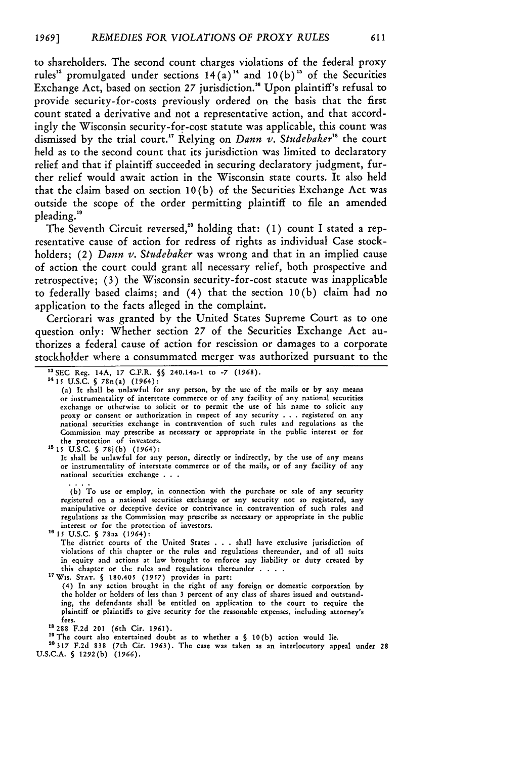to shareholders. The second count charges violations of the federal proxy rules[13] promulgated under sections 14(a)[14] and 10(b)[15] of the Securities Exchange Act, based on section 27 jurisdiction.[16] Upon plaintiff's refusal to provide security-for-costs previously ordered on the basis that the first count stated a derivative and not a representative action, and that accordingly the Wisconsin security-for-cost statute was applicable, this count was dismissed by the trial court.[17] Relying on *Dann v. Studebaker*[18] the court held as to the second count that its jurisdiction was limited to declaratory relief and that if plaintiff succeeded in securing declaratory judgment, further relief would await action in the Wisconsin state courts. It also held that the claim based on section 10(b) of the Securities Exchange Act was outside the scope of the order permitting plaintiff to file an amended pleading.[19]

The Seventh Circuit reversed,[20] holding that: (1) count I stated a representative cause of action for redress of rights as individual Case stockholders; (2) *Dann v. Studebaker* was wrong and that in an implied cause of action the court could grant all necessary relief, both prospective and retrospective; (3) the Wisconsin security-for-cost statute was inapplicable to federally based claims; and (4) that the section 10(b) claim had no application to the facts alleged in the complaint.

Certiorari was granted by the United States Supreme Court as to one question only: Whether section 27 of the Securities Exchange Act authorizes a federal cause of action for rescission or damages to a corporate stockholder where a consummated merger was authorized pursuant to the

---

[13] SEC Reg. 14A, 17 C.F.R. §§ 240.14a-1 to -7 (1968).

[14] 15 U.S.C. § 78n(a) (1964):

> (a) It shall be unlawful for any person, by the use of the mails or by any means or instrumentality of interstate commerce or of any facility of any national securities exchange or otherwise to solicit or to permit the use of his name to solicit any proxy or consent or authorization in respect of any security . . . registered on any national securities exchange in contravention of such rules and regulations as the Commission may prescribe as necessary or appropriate in the public interest or for the protection of investors.

[15] 15 U.S.C. § 78j(b) (1964):

> It shall be unlawful for any person, directly or indirectly, by the use of any means or instrumentality of interstate commerce or of the mails, or of any facility of any national securities exchange . . .
>
> . . . .
>
> (b) To use or employ, in connection with the purchase or sale of any security registered on a national securities exchange or any security not so registered, any manipulative or deceptive device or contrivance in contravention of such rules and regulations as the Commission may prescribe as necessary or appropriate in the public interest or for the protection of investors.

[16] 15 U.S.C. § 78aa (1964):

> The district courts of the United States . . . shall have exclusive jurisdiction of violations of this chapter or the rules and regulations thereunder, and of all suits in equity and actions at law brought to enforce any liability or duty created by this chapter or the rules and regulations thereunder . . . .

[17] WIS. STAT. § 180.405 (1957) provides in part:

> (4) In any action brought in the right of any foreign or domestic corporation by the holder or holders of less than 3 percent of any class of shares issued and outstanding, the defendants shall be entitled on application to the court to require the plaintiff or plaintiffs to give security for the reasonable expenses, including attorney's fees.

[18] 288 F.2d 201 (6th Cir. 1961).

[19] The court also entertained doubt as to whether a § 10(b) action would lie.

[20] 317 F.2d 838 (7th Cir. 1963). The case was taken as an interlocutory appeal under 28 U.S.C.A. § 1292(b) (1966).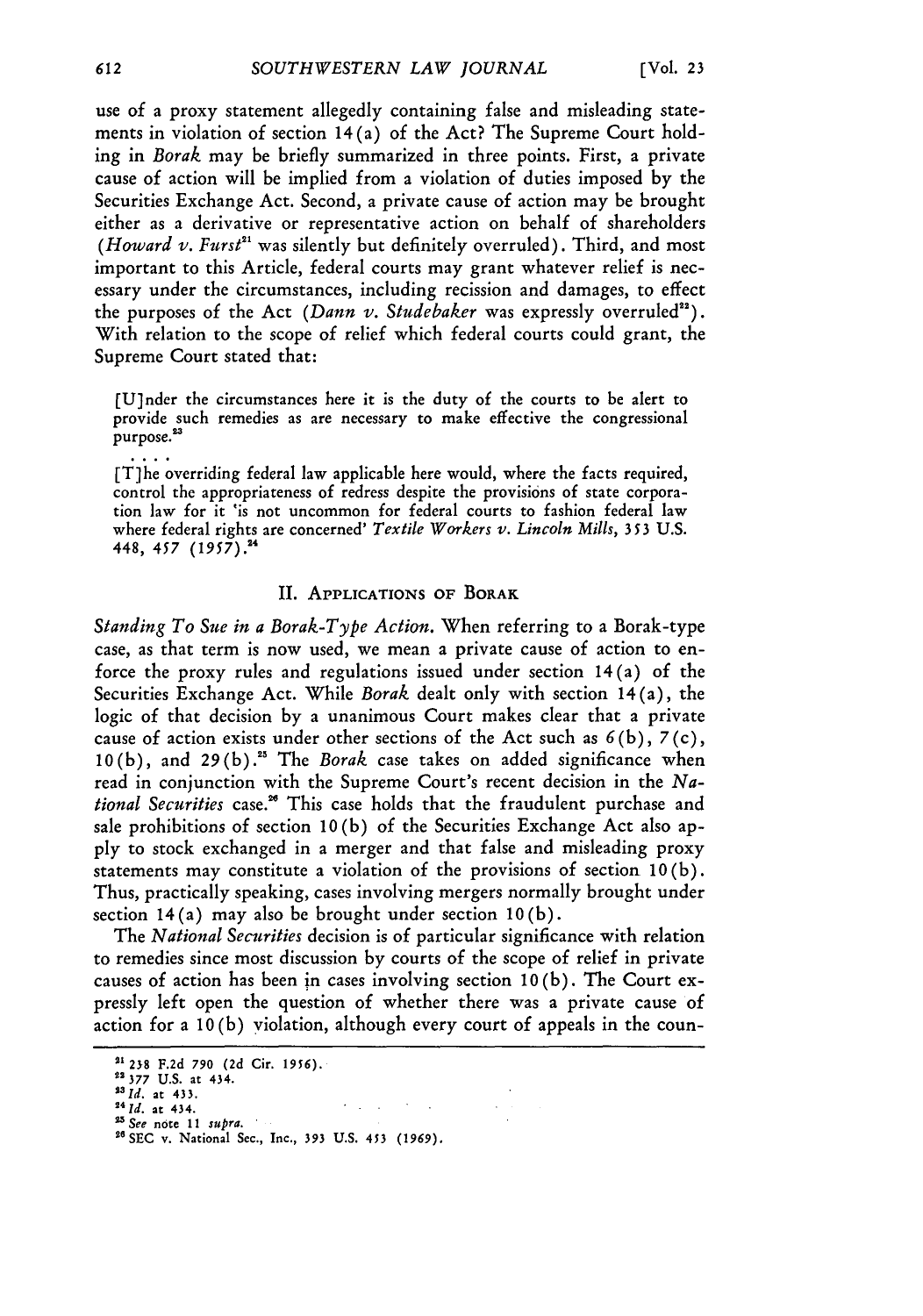use of a proxy statement allegedly containing false and misleading statements in violation of section 14(a) of the Act? The Supreme Court holding in *Borak* may be briefly summarized in three points. First, a private cause of action will be implied from a violation of duties imposed by the Securities Exchange Act. Second, a private cause of action may be brought either as a derivative or representative action on behalf of shareholders (*Howard v. Furst*[21] was silently but definitely overruled). Third, and most important to this Article, federal courts may grant whatever relief is necessary under the circumstances, including recission and damages, to effect the purposes of the Act (*Dann v. Studebaker* was expressly overruled[22]). With relation to the scope of relief which federal courts could grant, the Supreme Court stated that:

> [U]nder the circumstances here it is the duty of the courts to be alert to provide such remedies as are necessary to make effective the congressional purpose.[23]
>
> . . . .
>
> [T]he overriding federal law applicable here would, where the facts required, control the appropriateness of redress despite the provisions of state corporation law for it 'is not uncommon for federal courts to fashion federal law where federal rights are concerned' *Textile Workers v. Lincoln Mills*, 353 U.S. 448, 457 (1957).[24]

## II. Applications of Borak

*Standing To Sue in a Borak-Type Action.* When referring to a Borak-type case, as that term is now used, we mean a private cause of action to enforce the proxy rules and regulations issued under section 14(a) of the Securities Exchange Act. While *Borak* dealt only with section 14(a), the logic of that decision by a unanimous Court makes clear that a private cause of action exists under other sections of the Act such as 6(b), 7(c), 10(b), and 29(b).[25] The *Borak* case takes on added significance when read in conjunction with the Supreme Court's recent decision in the *National Securities* case.[26] This case holds that the fraudulent purchase and sale prohibitions of section 10(b) of the Securities Exchange Act also apply to stock exchanged in a merger and that false and misleading proxy statements may constitute a violation of the provisions of section 10(b). Thus, practically speaking, cases involving mergers normally brought under section 14(a) may also be brought under section 10(b).

The *National Securities* decision is of particular significance with relation to remedies since most discussion by courts of the scope of relief in private causes of action has been in cases involving section 10(b). The Court expressly left open the question of whether there was a private cause of action for a 10(b) violation, although every court of appeals in the coun-

---

[21] 238 F.2d 790 (2d Cir. 1956).

[22] 377 U.S. at 434.

[23] *Id.* at 433.

[24] *Id.* at 434.

[25] *See* note 11 *supra*.

[26] SEC v. National Sec., Inc., 393 U.S. 453 (1969).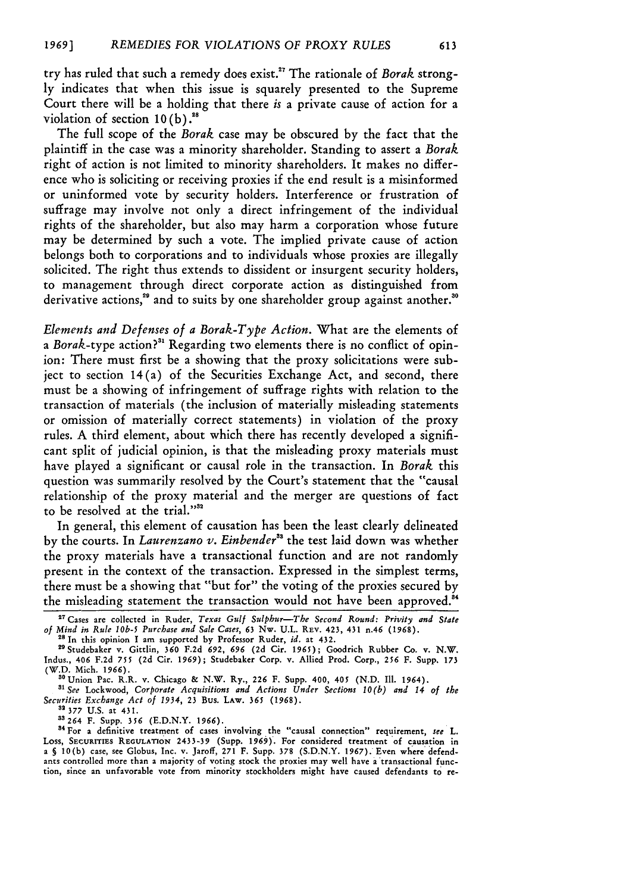try has ruled that such a remedy does exist.[27] The rationale of *Borak* strongly indicates that when this issue is squarely presented to the Supreme Court there will be a holding that there *is* a private cause of action for a violation of section 10(b).[28]

The full scope of the *Borak* case may be obscured by the fact that the plaintiff in the case was a minority shareholder. Standing to assert a *Borak* right of action is not limited to minority shareholders. It makes no difference who is soliciting or receiving proxies if the end result is a misinformed or uninformed vote by security holders. Interference or frustration of suffrage may involve not only a direct infringement of the individual rights of the shareholder, but also may harm a corporation whose future may be determined by such a vote. The implied private cause of action belongs both to corporations and to individuals whose proxies are illegally solicited. The right thus extends to dissident or insurgent security holders, to management through direct corporate action as distinguished from derivative actions,[29] and to suits by one shareholder group against another.[30]

*Elements and Defenses of a Borak-Type Action.* What are the elements of a *Borak*-type action?[31] Regarding two elements there is no conflict of opinion: There must first be a showing that the proxy solicitations were subject to section 14(a) of the Securities Exchange Act, and second, there must be a showing of infringement of suffrage rights with relation to the transaction of materials (the inclusion of materially misleading statements or omission of materially correct statements) in violation of the proxy rules. A third element, about which there has recently developed a significant split of judicial opinion, is that the misleading proxy materials must have played a significant or causal role in the transaction. In *Borak* this question was summarily resolved by the Court's statement that the "causal relationship of the proxy material and the merger are questions of fact to be resolved at the trial."[32]

In general, this element of causation has been the least clearly delineated by the courts. In *Laurenzano v. Einbender*[33] the test laid down was whether the proxy materials have a transactional function and are not randomly present in the context of the transaction. Expressed in the simplest terms, there must be a showing that "but for" the voting of the proxies secured by the misleading statement the transaction would not have been approved.[34]

---

[27] Cases are collected in Ruder, *Texas Gulf Sulphur—The Second Round: Privity and State of Mind in Rule 10b-5 Purchase and Sale Cases*, 63 Nw. U.L. Rev. 423, 431 n.46 (1968).

[28] In this opinion I am supported by Professor Ruder, *id.* at 432.

[29] Studebaker v. Gittlin, 360 F.2d 692, 696 (2d Cir. 1965); Goodrich Rubber Co. v. N.W. Indus., 406 F.2d 755 (2d Cir. 1969); Studebaker Corp. v. Allied Prod. Corp., 256 F. Supp. 173 (W.D. Mich. 1966).

[30] Union Pac. R.R. v. Chicago & N.W. Ry., 226 F. Supp. 400, 405 (N.D. Ill. 1964).

[31] *See* Lockwood, *Corporate Acquisitions and Actions Under Sections 10(b) and 14 of the Securities Exchange Act of 1934*, 23 Bus. Law. 365 (1968).

[32] 377 U.S. at 431.

[33] 264 F. Supp. 356 (E.D.N.Y. 1966).

[34] For a definitive treatment of cases involving the "causal connection" requirement, *see* L. Loss, Securities Regulation 2433-39 (Supp. 1969). For considered treatment of causation in a § 10(b) case, see Globus, Inc. v. Jaroff, 271 F. Supp. 378 (S.D.N.Y. 1967). Even where defendants controlled more than a majority of voting stock the proxies may well have a transactional function, since an unfavorable vote from minority stockholders might have caused defendants to re-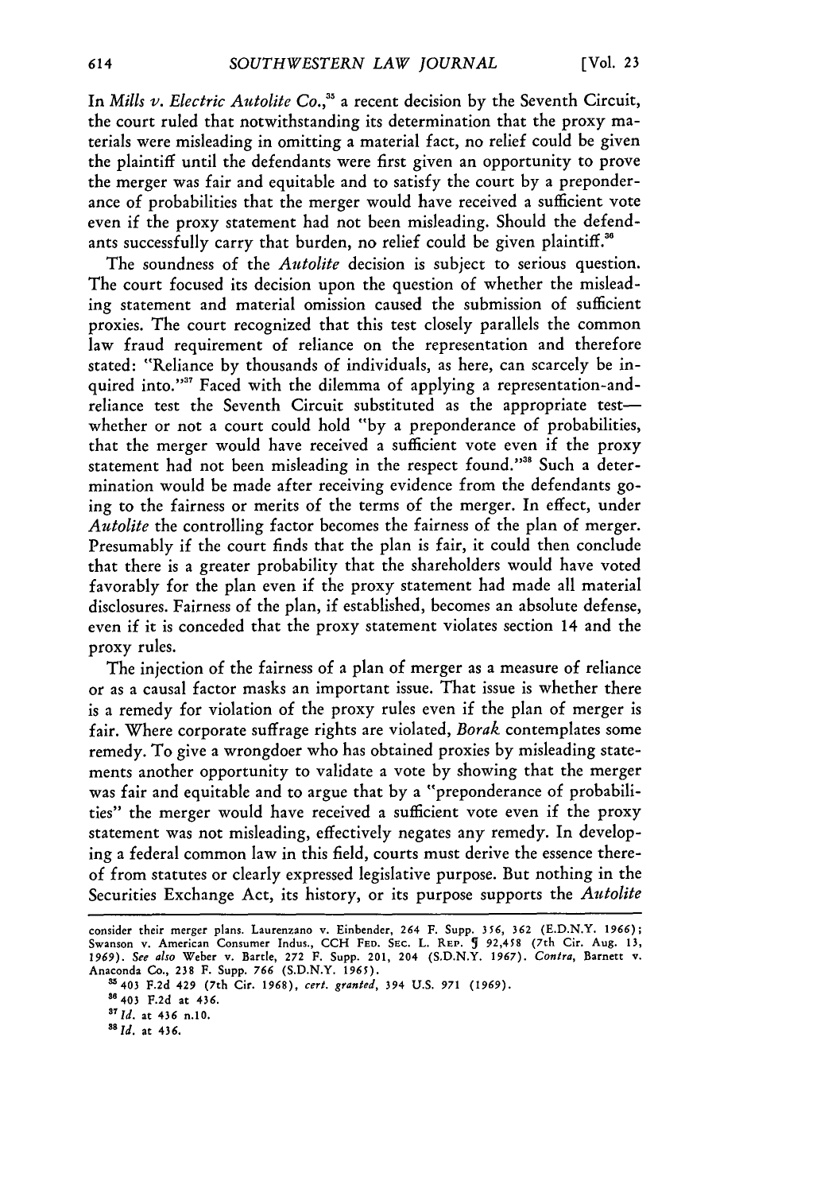In *Mills v. Electric Autolite Co.*,[35] a recent decision by the Seventh Circuit, the court ruled that notwithstanding its determination that the proxy materials were misleading in omitting a material fact, no relief could be given the plaintiff until the defendants were first given an opportunity to prove the merger was fair and equitable and to satisfy the court by a preponderance of probabilities that the merger would have received a sufficient vote even if the proxy statement had not been misleading. Should the defendants successfully carry that burden, no relief could be given plaintiff.[36]

The soundness of the *Autolite* decision is subject to serious question. The court focused its decision upon the question of whether the misleading statement and material omission caused the submission of sufficient proxies. The court recognized that this test closely parallels the common law fraud requirement of reliance on the representation and therefore stated: "Reliance by thousands of individuals, as here, can scarcely be inquired into."[37] Faced with the dilemma of applying a representation-and-reliance test the Seventh Circuit substituted as the appropriate test—whether or not a court could hold "by a preponderance of probabilities, that the merger would have received a sufficient vote even if the proxy statement had not been misleading in the respect found."[38] Such a determination would be made after receiving evidence from the defendants going to the fairness or merits of the terms of the merger. In effect, under *Autolite* the controlling factor becomes the fairness of the plan of merger. Presumably if the court finds that the plan is fair, it could then conclude that there is a greater probability that the shareholders would have voted favorably for the plan even if the proxy statement had made all material disclosures. Fairness of the plan, if established, becomes an absolute defense, even if it is conceded that the proxy statement violates section 14 and the proxy rules.

The injection of the fairness of a plan of merger as a measure of reliance or as a causal factor masks an important issue. That issue is whether there is a remedy for violation of the proxy rules even if the plan of merger is fair. Where corporate suffrage rights are violated, *Borak* contemplates some remedy. To give a wrongdoer who has obtained proxies by misleading statements another opportunity to validate a vote by showing that the merger was fair and equitable and to argue that by a "preponderance of probabilities" the merger would have received a sufficient vote even if the proxy statement was not misleading, effectively negates any remedy. In developing a federal common law in this field, courts must derive the essence thereof from statutes or clearly expressed legislative purpose. But nothing in the Securities Exchange Act, its history, or its purpose supports the *Autolite*

---

consider their merger plans. Laurenzano v. Einbender, 264 F. Supp. 356, 362 (E.D.N.Y. 1966); Swanson v. American Consumer Indus., CCH FED. SEC. L. REP. ¶ 92,458 (7th Cir. Aug. 13, 1969). *See also* Weber v. Bartle, 272 F. Supp. 201, 204 (S.D.N.Y. 1967). *Contra*, Barnett v. Anaconda Co., 238 F. Supp. 766 (S.D.N.Y. 1965).

[35] 403 F.2d 429 (7th Cir. 1968), *cert. granted*, 394 U.S. 971 (1969).

[36] 403 F.2d at 436.

[37] *Id.* at 436 n.10.

[38] *Id.* at 436.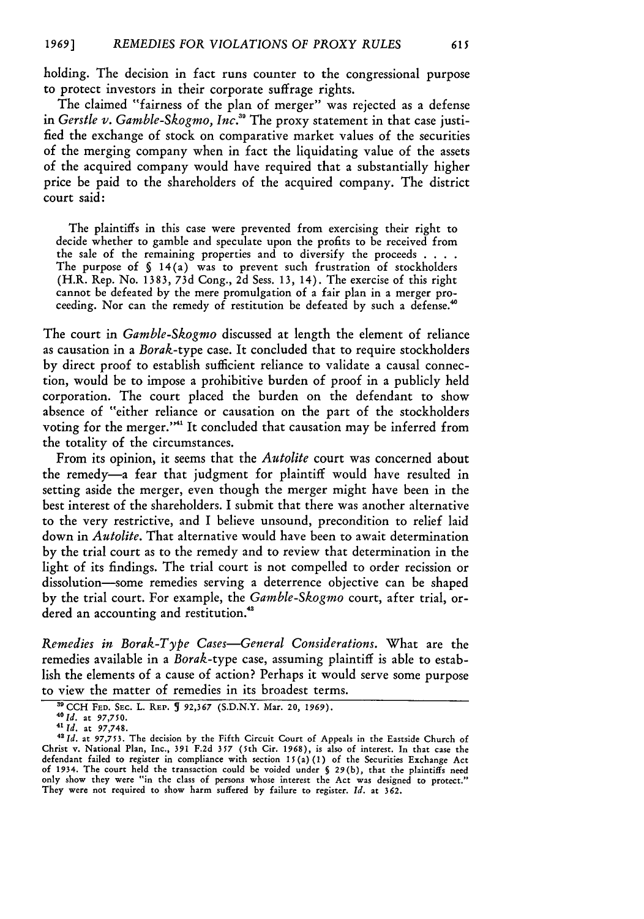holding. The decision in fact runs counter to the congressional purpose to protect investors in their corporate suffrage rights.

The claimed "fairness of the plan of merger" was rejected as a defense in *Gerstle v. Gamble-Skogmo, Inc.*[39] The proxy statement in that case justified the exchange of stock on comparative market values of the securities of the merging company when in fact the liquidating value of the assets of the acquired company would have required that a substantially higher price be paid to the shareholders of the acquired company. The district court said:

> The plaintiffs in this case were prevented from exercising their right to decide whether to gamble and speculate upon the profits to be received from the sale of the remaining properties and to diversify the proceeds . . . . The purpose of § 14(a) was to prevent such frustration of stockholders (H.R. Rep. No. 1383, 73d Cong., 2d Sess. 13, 14). The exercise of this right cannot be defeated by the mere promulgation of a fair plan in a merger proceeding. Nor can the remedy of restitution be defeated by such a defense.[40]

The court in *Gamble-Skogmo* discussed at length the element of reliance as causation in a *Borak*-type case. It concluded that to require stockholders by direct proof to establish sufficient reliance to validate a causal connection, would be to impose a prohibitive burden of proof in a publicly held corporation. The court placed the burden on the defendant to show absence of "either reliance or causation on the part of the stockholders voting for the merger."[41] It concluded that causation may be inferred from the totality of the circumstances.

From its opinion, it seems that the *Autolite* court was concerned about the remedy—a fear that judgment for plaintiff would have resulted in setting aside the merger, even though the merger might have been in the best interest of the shareholders. I submit that there was another alternative to the very restrictive, and I believe unsound, precondition to relief laid down in *Autolite*. That alternative would have been to await determination by the trial court as to the remedy and to review that determination in the light of its findings. The trial court is not compelled to order recission or dissolution—some remedies serving a deterrence objective can be shaped by the trial court. For example, the *Gamble-Skogmo* court, after trial, ordered an accounting and restitution.[42]

*Remedies in Borak-Type Cases—General Considerations.* What are the remedies available in a *Borak*-type case, assuming plaintiff is able to establish the elements of a cause of action? Perhaps it would serve some purpose to view the matter of remedies in its broadest terms.

---

[39] CCH Fed. Sec. L. Rep. ¶ 92,367 (S.D.N.Y. Mar. 20, 1969).

[40] *Id.* at 97,750.

[41] *Id.* at 97,748.

[42] *Id.* at 97,753. The decision by the Fifth Circuit Court of Appeals in the Eastside Church of Christ v. National Plan, Inc., 391 F.2d 357 (5th Cir. 1968), is also of interest. In that case the defendant failed to register in compliance with section 15(a)(1) of the Securities Exchange Act of 1934. The court held the transaction could be voided under § 29(b), that the plaintiffs need only show they were "in the class of persons whose interest the Act was designed to protect." They were not required to show harm suffered by failure to register. *Id.* at 362.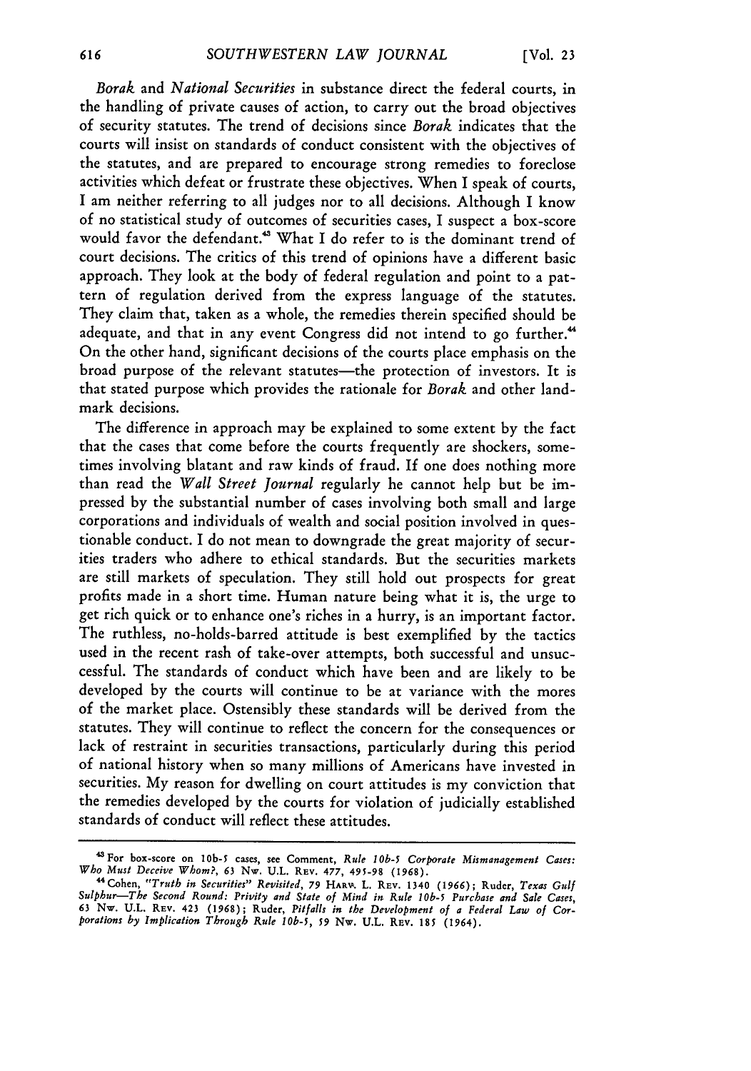*Borak* and *National Securities* in substance direct the federal courts, in the handling of private causes of action, to carry out the broad objectives of security statutes. The trend of decisions since *Borak* indicates that the courts will insist on standards of conduct consistent with the objectives of the statutes, and are prepared to encourage strong remedies to foreclose activities which defeat or frustrate these objectives. When I speak of courts, I am neither referring to all judges nor to all decisions. Although I know of no statistical study of outcomes of securities cases, I suspect a box-score would favor the defendant.[43] What I do refer to is the dominant trend of court decisions. The critics of this trend of opinions have a different basic approach. They look at the body of federal regulation and point to a pattern of regulation derived from the express language of the statutes. They claim that, taken as a whole, the remedies therein specified should be adequate, and that in any event Congress did not intend to go further.[44] On the other hand, significant decisions of the courts place emphasis on the broad purpose of the relevant statutes—the protection of investors. It is that stated purpose which provides the rationale for *Borak* and other landmark decisions.

The difference in approach may be explained to some extent by the fact that the cases that come before the courts frequently are shockers, sometimes involving blatant and raw kinds of fraud. If one does nothing more than read the *Wall Street Journal* regularly he cannot help but be impressed by the substantial number of cases involving both small and large corporations and individuals of wealth and social position involved in questionable conduct. I do not mean to downgrade the great majority of securities traders who adhere to ethical standards. But the securities markets are still markets of speculation. They still hold out prospects for great profits made in a short time. Human nature being what it is, the urge to get rich quick or to enhance one's riches in a hurry, is an important factor. The ruthless, no-holds-barred attitude is best exemplified by the tactics used in the recent rash of take-over attempts, both successful and unsuccessful. The standards of conduct which have been and are likely to be developed by the courts will continue to be at variance with the mores of the market place. Ostensibly these standards will be derived from the statutes. They will continue to reflect the concern for the consequences or lack of restraint in securities transactions, particularly during this period of national history when so many millions of Americans have invested in securities. My reason for dwelling on court attitudes is my conviction that the remedies developed by the courts for violation of judicially established standards of conduct will reflect these attitudes.

---

[43] For box-score on 10b-5 cases, see Comment, *Rule 10b-5 Corporate Mismanagement Cases: Who Must Deceive Whom?*, 63 Nw. U.L. Rev. 477, 495-98 (1968).

[44] Cohen, *"Truth in Securities" Revisited*, 79 Harv. L. Rev. 1340 (1966); Ruder, *Texas Gulf Sulphur—The Second Round: Privity and State of Mind in Rule 10b-5 Purchase and Sale Cases*, 63 Nw. U.L. Rev. 423 (1968); Ruder, *Pitfalls in the Development of a Federal Law of Corporations by Implication Through Rule 10b-5*, 59 Nw. U.L. Rev. 185 (1964).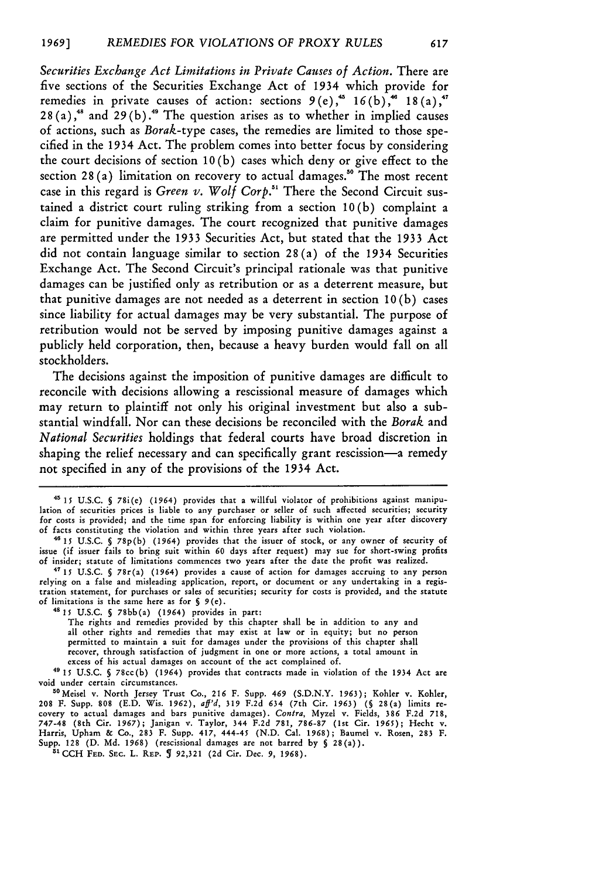*Securities Exchange Act Limitations in Private Causes of Action.* There are five sections of the Securities Exchange Act of 1934 which provide for remedies in private causes of action: sections 9(e),[45] 16(b),[46] 18(a),[47] 28(a),[48] and 29(b).[49] The question arises as to whether in implied causes of actions, such as *Borak*-type cases, the remedies are limited to those specified in the 1934 Act. The problem comes into better focus by considering the court decisions of section 10(b) cases which deny or give effect to the section 28(a) limitation on recovery to actual damages.[50] The most recent case in this regard is *Green v. Wolf Corp.*[51] There the Second Circuit sustained a district court ruling striking from a section 10(b) complaint a claim for punitive damages. The court recognized that punitive damages are permitted under the 1933 Securities Act, but stated that the 1933 Act did not contain language similar to section 28(a) of the 1934 Securities Exchange Act. The Second Circuit's principal rationale was that punitive damages can be justified only as retribution or as a deterrent measure, but that punitive damages are not needed as a deterrent in section 10(b) cases since liability for actual damages may be very substantial. The purpose of retribution would not be served by imposing punitive damages against a publicly held corporation, then, because a heavy burden would fall on all stockholders.

The decisions against the imposition of punitive damages are difficult to reconcile with decisions allowing a rescissional measure of damages which may return to plaintiff not only his original investment but also a substantial windfall. Nor can these decisions be reconciled with the *Borak* and *National Securities* holdings that federal courts have broad discretion in shaping the relief necessary and can specifically grant rescission—a remedy not specified in any of the provisions of the 1934 Act.

---

[45] 15 U.S.C. § 78i(e) (1964) provides that a willful violator of prohibitions against manipulation of securities prices is liable to any purchaser or seller of such affected securities; security for costs is provided; and the time span for enforcing liability is within one year after discovery of facts constituting the violation and within three years after such violation.

[46] 15 U.S.C. § 78p(b) (1964) provides that the issuer of stock, or any owner of security of issue (if issuer fails to bring suit within 60 days after request) may sue for short-swing profits of insider; statute of limitations commences two years after the date the profit was realized.

[47] 15 U.S.C. § 78r(a) (1964) provides a cause of action for damages accruing to any person relying on a false and misleading application, report, or document or any undertaking in a registration statement, for purchases or sales of securities; security for costs is provided, and the statute of limitations is the same here as for § 9(e).

[48] 15 U.S.C. § 78bb(a) (1964) provides in part:

> The rights and remedies provided by this chapter shall be in addition to any and all other rights and remedies that may exist at law or in equity; but no person permitted to maintain a suit for damages under the provisions of this chapter shall recover, through satisfaction of judgment in one or more actions, a total amount in excess of his actual damages on account of the act complained of.

[49] 15 U.S.C. § 78cc(b) (1964) provides that contracts made in violation of the 1934 Act are void under certain circumstances.

[50] Meisel v. North Jersey Trust Co., 216 F. Supp. 469 (S.D.N.Y. 1963); Kohler v. Kohler, 208 F. Supp. 808 (E.D. Wis. 1962), *aff'd*, 319 F.2d 634 (7th Cir. 1963) (§ 28(a) limits recovery to actual damages and bars punitive damages). *Contra*, Myzel v. Fields, 386 F.2d 718, 747-48 (8th Cir. 1967); Janigan v. Taylor, 344 F.2d 781, 786-87 (1st Cir. 1965); Hecht v. Harris, Upham & Co., 283 F. Supp. 417, 444-45 (N.D. Cal. 1968); Baumel v. Rosen, 283 F. Supp. 128 (D. Md. 1968) (rescissional damages are not barred by § 28(a)).

[51] CCH FED. SEC. L. REP. ¶ 92,321 (2d Cir. Dec. 9, 1968).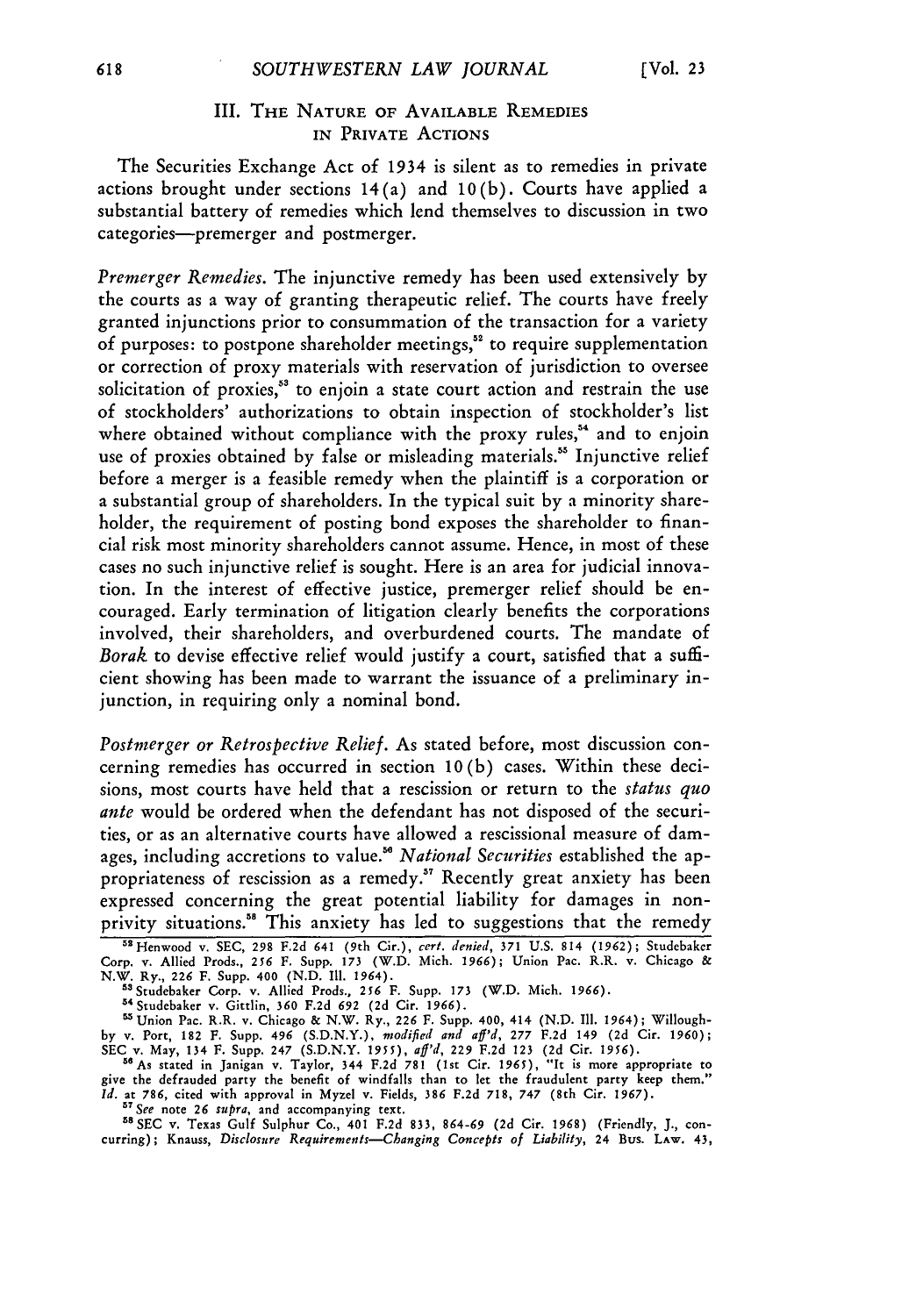### III. The Nature of Available Remedies in Private Actions

The Securities Exchange Act of 1934 is silent as to remedies in private actions brought under sections 14(a) and 10(b). Courts have applied a substantial battery of remedies which lend themselves to discussion in two categories—premerger and postmerger.

*Premerger Remedies.* The injunctive remedy has been used extensively by the courts as a way of granting therapeutic relief. The courts have freely granted injunctions prior to consummation of the transaction for a variety of purposes: to postpone shareholder meetings,[52] to require supplementation or correction of proxy materials with reservation of jurisdiction to oversee solicitation of proxies,[53] to enjoin a state court action and restrain the use of stockholders' authorizations to obtain inspection of stockholder's list where obtained without compliance with the proxy rules,[54] and to enjoin use of proxies obtained by false or misleading materials.[55] Injunctive relief before a merger is a feasible remedy when the plaintiff is a corporation or a substantial group of shareholders. In the typical suit by a minority shareholder, the requirement of posting bond exposes the shareholder to financial risk most minority shareholders cannot assume. Hence, in most of these cases no such injunctive relief is sought. Here is an area for judicial innovation. In the interest of effective justice, premerger relief should be encouraged. Early termination of litigation clearly benefits the corporations involved, their shareholders, and overburdened courts. The mandate of *Borak* to devise effective relief would justify a court, satisfied that a sufficient showing has been made to warrant the issuance of a preliminary injunction, in requiring only a nominal bond.

*Postmerger or Retrospective Relief.* As stated before, most discussion concerning remedies has occurred in section 10(b) cases. Within these decisions, most courts have held that a rescission or return to the *status quo ante* would be ordered when the defendant has not disposed of the securities, or as an alternative courts have allowed a rescissional measure of damages, including accretions to value.[56] *National Securities* established the appropriateness of rescission as a remedy.[57] Recently great anxiety has been expressed concerning the great potential liability for damages in nonprivity situations.[58] This anxiety has led to suggestions that the remedy

---

[52] Henwood v. SEC, 298 F.2d 641 (9th Cir.), *cert. denied*, 371 U.S. 814 (1962); Studebaker Corp. v. Allied Prods., 256 F. Supp. 173 (W.D. Mich. 1966); Union Pac. R.R. v. Chicago & N.W. Ry., 226 F. Supp. 400 (N.D. Ill. 1964).

[53] Studebaker Corp. v. Allied Prods., 256 F. Supp. 173 (W.D. Mich. 1966).

[54] Studebaker v. Gittlin, 360 F.2d 692 (2d Cir. 1966).

[55] Union Pac. R.R. v. Chicago & N.W. Ry., 226 F. Supp. 400, 414 (N.D. Ill. 1964); Willoughby v. Port, 182 F. Supp. 496 (S.D.N.Y.), *modified and aff'd*, 277 F.2d 149 (2d Cir. 1960); SEC v. May, 134 F. Supp. 247 (S.D.N.Y. 1955), *aff'd*, 229 F.2d 123 (2d Cir. 1956).

[56] As stated in Janigan v. Taylor, 344 F.2d 781 (1st Cir. 1965), "It is more appropriate to give the defrauded party the benefit of windfalls than to let the fraudulent party keep them." *Id.* at 786, cited with approval in Myzel v. Fields, 386 F.2d 718, 747 (8th Cir. 1967).

[57] *See* note 26 *supra*, and accompanying text.

[58] SEC v. Texas Gulf Sulphur Co., 401 F.2d 833, 864-69 (2d Cir. 1968) (Friendly, J., concurring); Knauss, *Disclosure Requirements—Changing Concepts of Liability*, 24 Bus. Law. 43,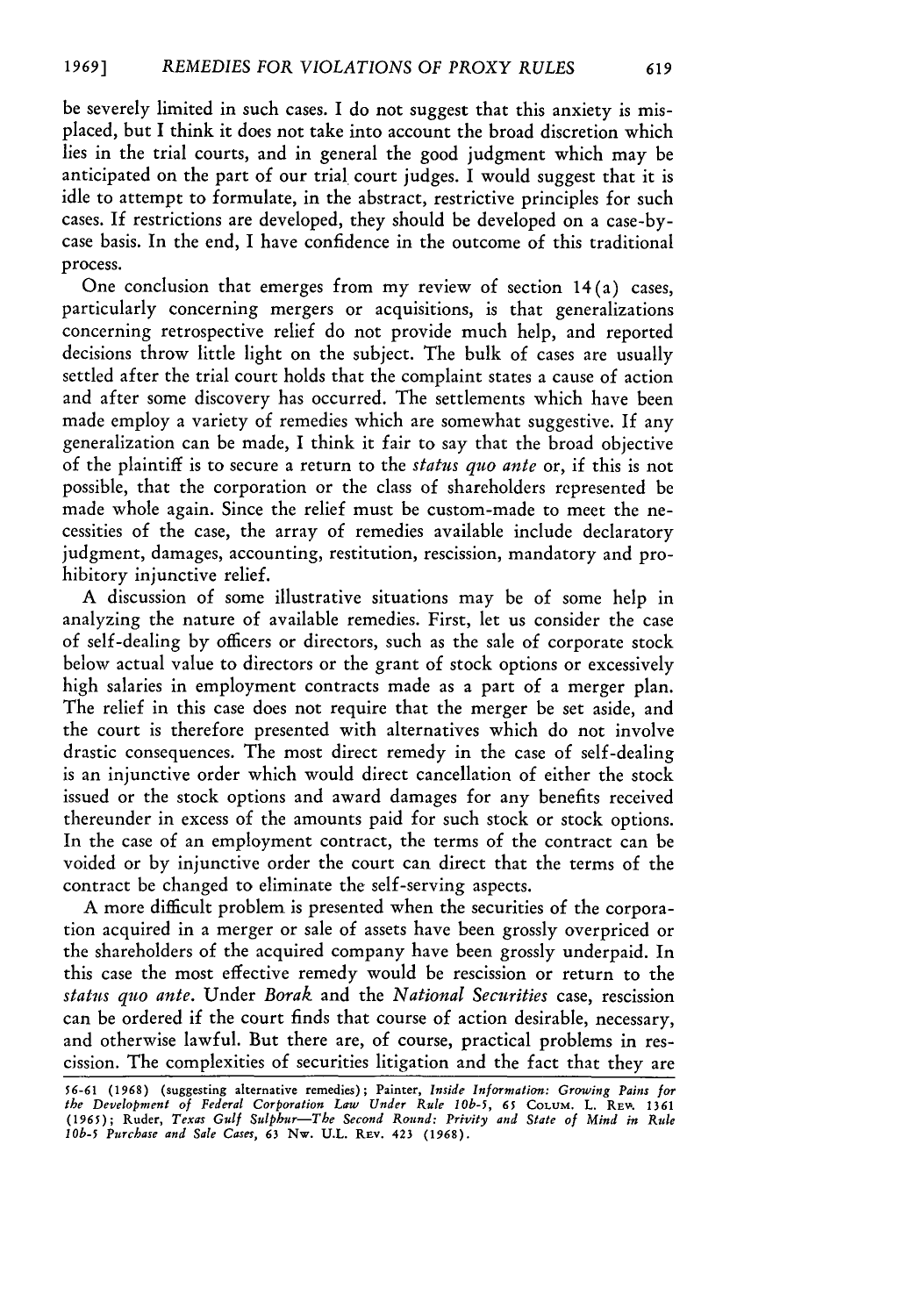be severely limited in such cases. I do not suggest that this anxiety is misplaced, but I think it does not take into account the broad discretion which lies in the trial courts, and in general the good judgment which may be anticipated on the part of our trial court judges. I would suggest that it is idle to attempt to formulate, in the abstract, restrictive principles for such cases. If restrictions are developed, they should be developed on a case-by-case basis. In the end, I have confidence in the outcome of this traditional process.

One conclusion that emerges from my review of section 14(a) cases, particularly concerning mergers or acquisitions, is that generalizations concerning retrospective relief do not provide much help, and reported decisions throw little light on the subject. The bulk of cases are usually settled after the trial court holds that the complaint states a cause of action and after some discovery has occurred. The settlements which have been made employ a variety of remedies which are somewhat suggestive. If any generalization can be made, I think it fair to say that the broad objective of the plaintiff is to secure a return to the *status quo ante* or, if this is not possible, that the corporation or the class of shareholders represented be made whole again. Since the relief must be custom-made to meet the necessities of the case, the array of remedies available include declaratory judgment, damages, accounting, restitution, rescission, mandatory and prohibitory injunctive relief.

A discussion of some illustrative situations may be of some help in analyzing the nature of available remedies. First, let us consider the case of self-dealing by officers or directors, such as the sale of corporate stock below actual value to directors or the grant of stock options or excessively high salaries in employment contracts made as a part of a merger plan. The relief in this case does not require that the merger be set aside, and the court is therefore presented with alternatives which do not involve drastic consequences. The most direct remedy in the case of self-dealing is an injunctive order which would direct cancellation of either the stock issued or the stock options and award damages for any benefits received thereunder in excess of the amounts paid for such stock or stock options. In the case of an employment contract, the terms of the contract can be voided or by injunctive order the court can direct that the terms of the contract be changed to eliminate the self-serving aspects.

A more difficult problem is presented when the securities of the corporation acquired in a merger or sale of assets have been grossly overpriced or the shareholders of the acquired company have been grossly underpaid. In this case the most effective remedy would be rescission or return to the *status quo ante*. Under *Borak* and the *National Securities* case, rescission can be ordered if the court finds that course of action desirable, necessary, and otherwise lawful. But there are, of course, practical problems in rescission. The complexities of securities litigation and the fact that they are

56-61 (1968) (suggesting alternative remedies); Painter, *Inside Information: Growing Pains for the Development of Federal Corporation Law Under Rule 10b-5*, 65 COLUM. L. REV. 1361 (1965); Ruder, *Texas Gulf Sulphur—The Second Round: Privity and State of Mind in Rule 10b-5 Purchase and Sale Cases*, 63 NW. U.L. REV. 423 (1968).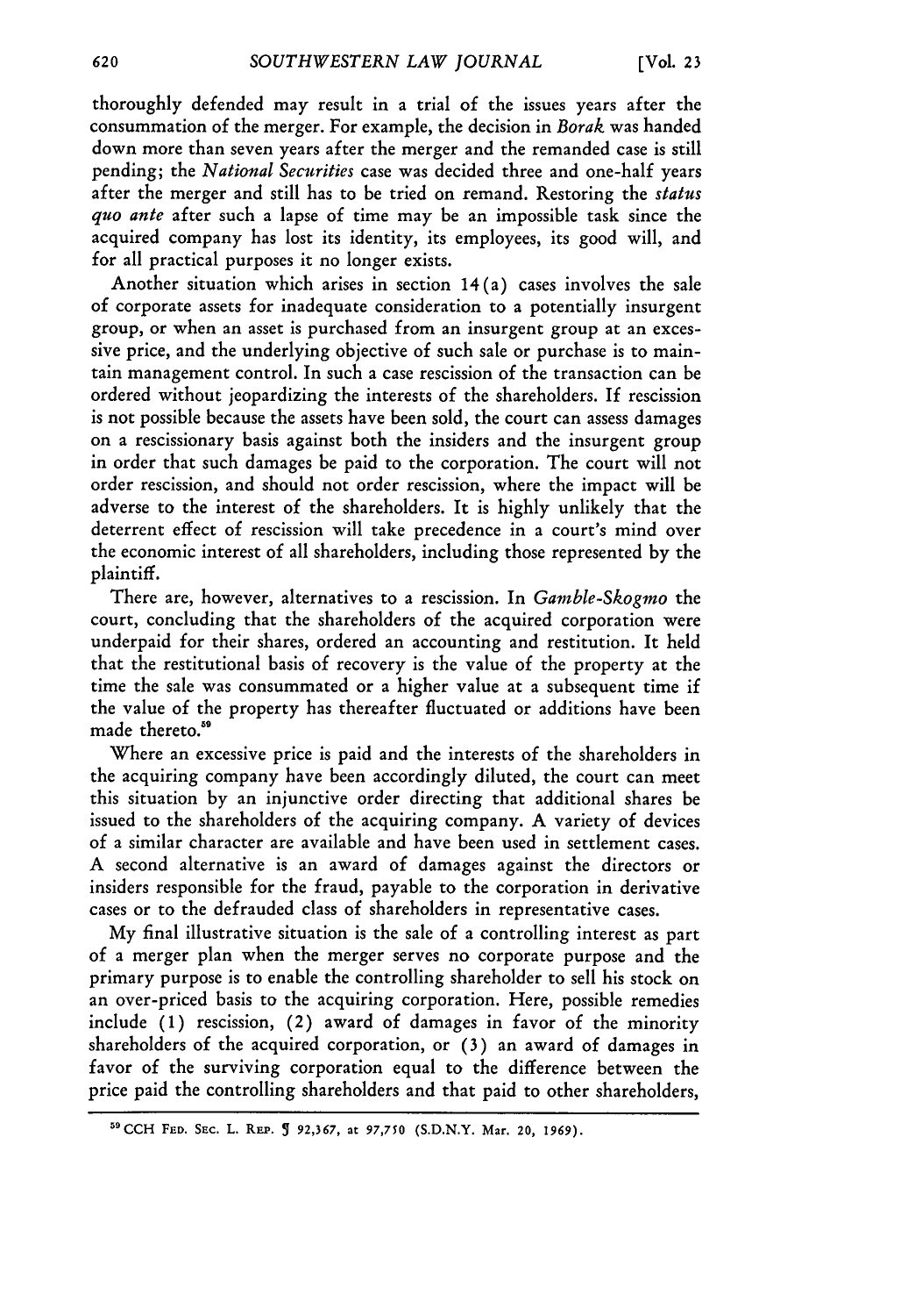thoroughly defended may result in a trial of the issues years after the consummation of the merger. For example, the decision in *Borak* was handed down more than seven years after the merger and the remanded case is still pending; the *National Securities* case was decided three and one-half years after the merger and still has to be tried on remand. Restoring the *status quo ante* after such a lapse of time may be an impossible task since the acquired company has lost its identity, its employees, its good will, and for all practical purposes it no longer exists.

Another situation which arises in section 14(a) cases involves the sale of corporate assets for inadequate consideration to a potentially insurgent group, or when an asset is purchased from an insurgent group at an excessive price, and the underlying objective of such sale or purchase is to maintain management control. In such a case rescission of the transaction can be ordered without jeopardizing the interests of the shareholders. If rescission is not possible because the assets have been sold, the court can assess damages on a rescissionary basis against both the insiders and the insurgent group in order that such damages be paid to the corporation. The court will not order rescission, and should not order rescission, where the impact will be adverse to the interest of the shareholders. It is highly unlikely that the deterrent effect of rescission will take precedence in a court's mind over the economic interest of all shareholders, including those represented by the plaintiff.

There are, however, alternatives to a rescission. In *Gamble-Skogmo* the court, concluding that the shareholders of the acquired corporation were underpaid for their shares, ordered an accounting and restitution. It held that the restitutional basis of recovery is the value of the property at the time the sale was consummated or a higher value at a subsequent time if the value of the property has thereafter fluctuated or additions have been made thereto.[59]

Where an excessive price is paid and the interests of the shareholders in the acquiring company have been accordingly diluted, the court can meet this situation by an injunctive order directing that additional shares be issued to the shareholders of the acquiring company. A variety of devices of a similar character are available and have been used in settlement cases. A second alternative is an award of damages against the directors or insiders responsible for the fraud, payable to the corporation in derivative cases or to the defrauded class of shareholders in representative cases.

My final illustrative situation is the sale of a controlling interest as part of a merger plan when the merger serves no corporate purpose and the primary purpose is to enable the controlling shareholder to sell his stock on an over-priced basis to the acquiring corporation. Here, possible remedies include (1) rescission, (2) award of damages in favor of the minority shareholders of the acquired corporation, or (3) an award of damages in favor of the surviving corporation equal to the difference between the price paid the controlling shareholders and that paid to other shareholders,

---

[59] CCH FED. SEC. L. REP. ¶ 92,367, at 97,750 (S.D.N.Y. Mar. 20, 1969).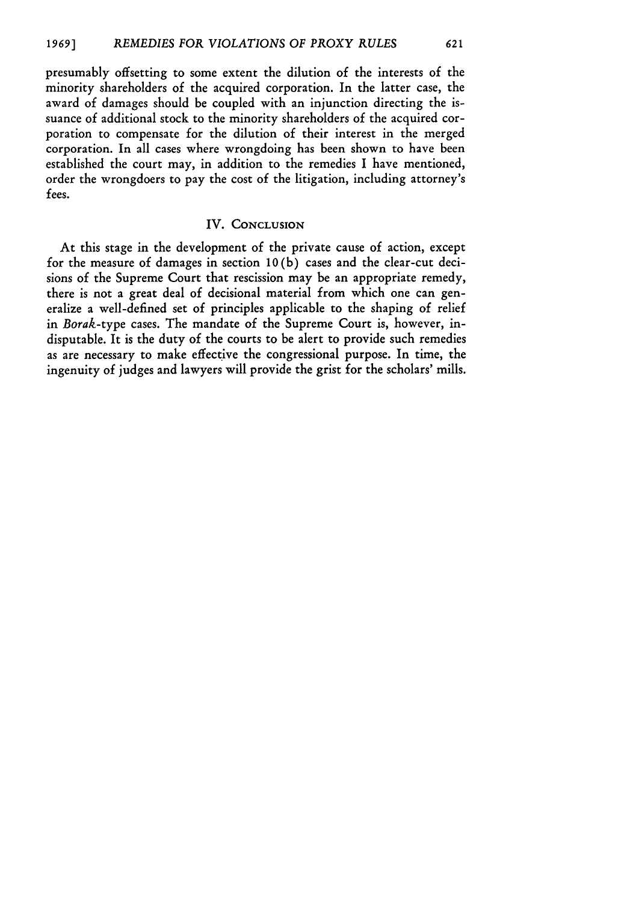presumably offsetting to some extent the dilution of the interests of the minority shareholders of the acquired corporation. In the latter case, the award of damages should be coupled with an injunction directing the issuance of additional stock to the minority shareholders of the acquired corporation to compensate for the dilution of their interest in the merged corporation. In all cases where wrongdoing has been shown to have been established the court may, in addition to the remedies I have mentioned, order the wrongdoers to pay the cost of the litigation, including attorney's fees.

## IV. Conclusion

At this stage in the development of the private cause of action, except for the measure of damages in section 10(b) cases and the clear-cut decisions of the Supreme Court that rescission may be an appropriate remedy, there is not a great deal of decisional material from which one can generalize a well-defined set of principles applicable to the shaping of relief in *Borak*-type cases. The mandate of the Supreme Court is, however, indisputable. It is the duty of the courts to be alert to provide such remedies as are necessary to make effective the congressional purpose. In time, the ingenuity of judges and lawyers will provide the grist for the scholars' mills.